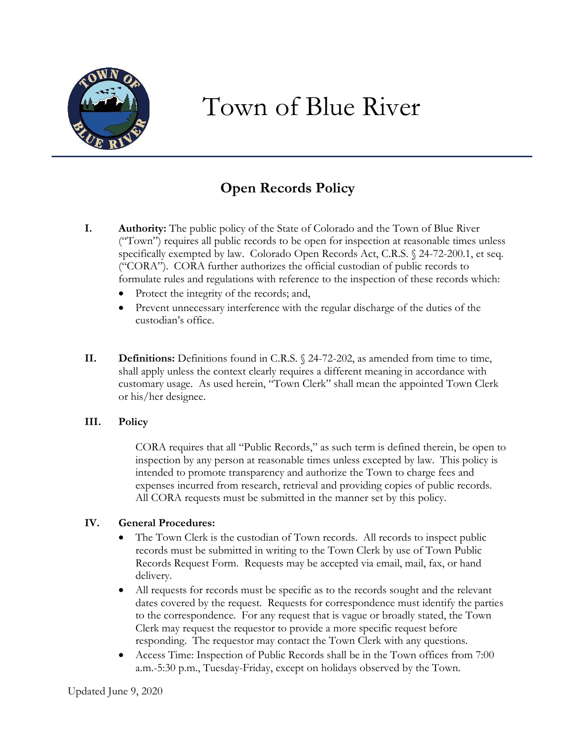# Town of Blue River

## Open Records Policy

**I. Authority:** The public policy of the State of Colorado and the Town of Blue River ("Town") requires all public records to be open for inspection at reasonable times unless specifically exempted by law. Colorado Open Records Act, C.R.S. § 24-72-200.1, et seq. ("CORA"). CORA further authorizes the official custodian of public records to formulate rules and regulations with reference to the inspection of these records which:

- Protect the integrity of the records; and,
- Prevent unnecessary interference with the regular discharge of the duties of the custodian's office.

**II. Definitions:** Definitions found in C.R.S. § 24-72-202, as amended from time to time, shall apply unless the context clearly requires a different meaning in accordance with customary usage. As used herein, "Town Clerk" shall mean the appointed Town Clerk or his/her designee.

**III. Policy**

CORA requires that all "Public Records," as such term is defined therein, be open to inspection by any person at reasonable times unless excepted by law. This policy is intended to promote transparency and authorize the Town to charge fees and expenses incurred from research, retrieval and providing copies of public records. All CORA requests must be submitted in the manner set by this policy.

**IV. General Procedures:**

- The Town Clerk is the custodian of Town records. All records to inspect public records must be submitted in writing to the Town Clerk by use of Town Public Records Request Form. Requests may be accepted via email, mail, fax, or hand delivery.
- All requests for records must be specific as to the records sought and the relevant dates covered by the request. Requests for correspondence must identify the parties to the correspondence. For any request that is vague or broadly stated, the Town Clerk may request the requestor to provide a more specific request before responding. The requestor may contact the Town Clerk with any questions.
- Access Time: Inspection of Public Records shall be in the Town offices from 7:00 a.m.-5:30 p.m., Tuesday-Friday, except on holidays observed by the Town.

Updated June 9, 2020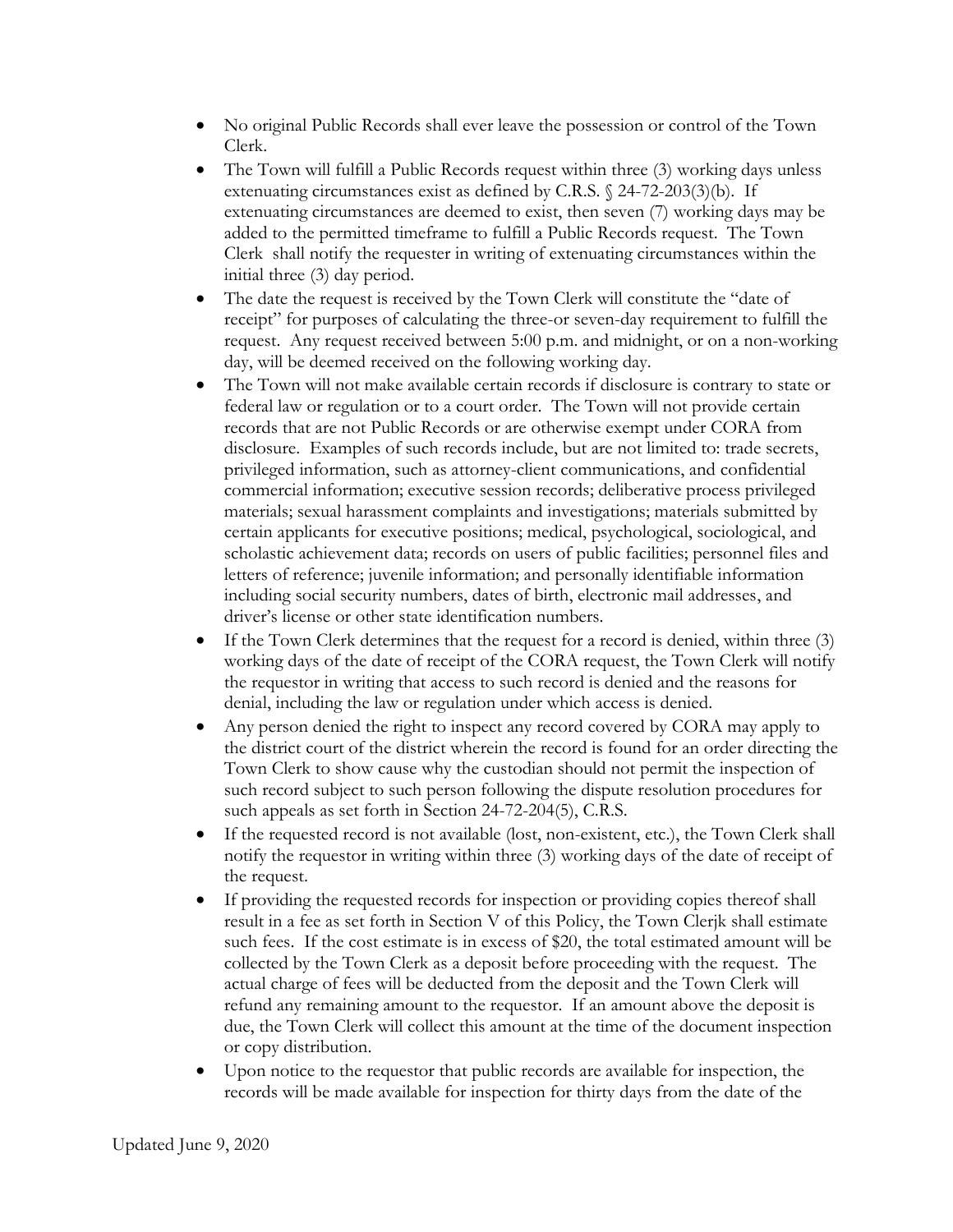- No original Public Records shall ever leave the possession or control of the Town Clerk.
- The Town will fulfill a Public Records request within three (3) working days unless extenuating circumstances exist as defined by C.R.S. § 24-72-203(3)(b). If extenuating circumstances are deemed to exist, then seven (7) working days may be added to the permitted timeframe to fulfill a Public Records request. The Town Clerk shall notify the requester in writing of extenuating circumstances within the initial three (3) day period.
- The date the request is received by the Town Clerk will constitute the "date of receipt" for purposes of calculating the three-or seven-day requirement to fulfill the request. Any request received between 5:00 p.m. and midnight, or on a non-working day, will be deemed received on the following working day.
- The Town will not make available certain records if disclosure is contrary to state or federal law or regulation or to a court order. The Town will not provide certain records that are not Public Records or are otherwise exempt under CORA from disclosure. Examples of such records include, but are not limited to: trade secrets, privileged information, such as attorney-client communications, and confidential commercial information; executive session records; deliberative process privileged materials; sexual harassment complaints and investigations; materials submitted by certain applicants for executive positions; medical, psychological, sociological, and scholastic achievement data; records on users of public facilities; personnel files and letters of reference; juvenile information; and personally identifiable information including social security numbers, dates of birth, electronic mail addresses, and driver's license or other state identification numbers.
- If the Town Clerk determines that the request for a record is denied, within three (3) working days of the date of receipt of the CORA request, the Town Clerk will notify the requestor in writing that access to such record is denied and the reasons for denial, including the law or regulation under which access is denied.
- Any person denied the right to inspect any record covered by CORA may apply to the district court of the district wherein the record is found for an order directing the Town Clerk to show cause why the custodian should not permit the inspection of such record subject to such person following the dispute resolution procedures for such appeals as set forth in Section 24-72-204(5), C.R.S.
- If the requested record is not available (lost, non-existent, etc.), the Town Clerk shall notify the requestor in writing within three (3) working days of the date of receipt of the request.
- If providing the requested records for inspection or providing copies thereof shall result in a fee as set forth in Section V of this Policy, the Town Clerjk shall estimate such fees. If the cost estimate is in excess of $20, the total estimated amount will be collected by the Town Clerk as a deposit before proceeding with the request. The actual charge of fees will be deducted from the deposit and the Town Clerk will refund any remaining amount to the requestor. If an amount above the deposit is due, the Town Clerk will collect this amount at the time of the document inspection or copy distribution.
- Upon notice to the requestor that public records are available for inspection, the records will be made available for inspection for thirty days from the date of the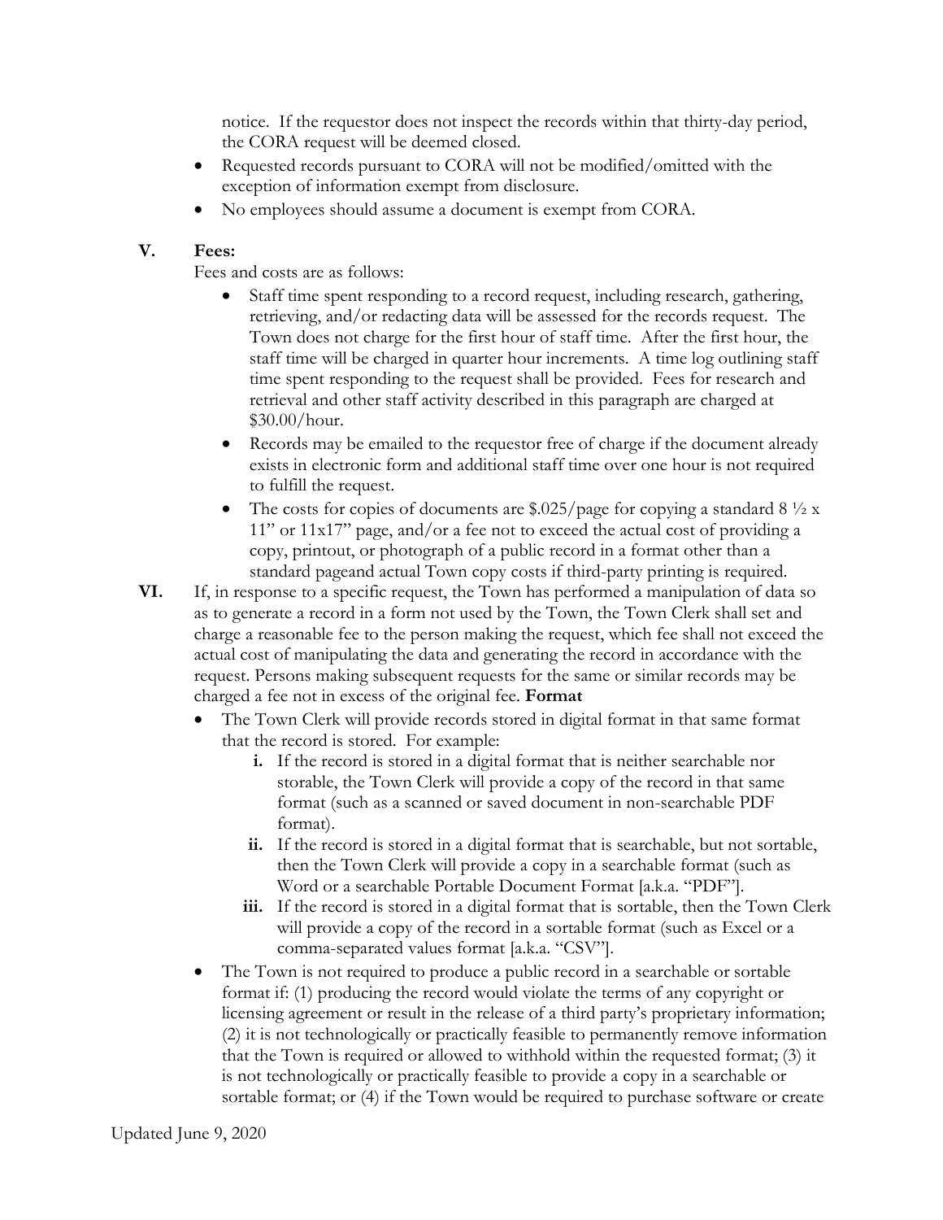notice. If the requestor does not inspect the records within that thirty-day period, the CORA request will be deemed closed.

- Requested records pursuant to CORA will not be modified/omitted with the exception of information exempt from disclosure.
- No employees should assume a document is exempt from CORA.

## V. Fees:

Fees and costs are as follows:

- Staff time spent responding to a record request, including research, gathering, retrieving, and/or redacting data will be assessed for the records request. The Town does not charge for the first hour of staff time. After the first hour, the staff time will be charged in quarter hour increments. A time log outlining staff time spent responding to the request shall be provided. Fees for research and retrieval and other staff activity described in this paragraph are charged at $30.00/hour.
- Records may be emailed to the requestor free of charge if the document already exists in electronic form and additional staff time over one hour is not required to fulfill the request.
- The costs for copies of documents are $.025/page for copying a standard 8 ½ x 11" or 11x17" page, and/or a fee not to exceed the actual cost of providing a copy, printout, or photograph of a public record in a format other than a standard pageand actual Town copy costs if third-party printing is required.

## VI.

If, in response to a specific request, the Town has performed a manipulation of data so as to generate a record in a form not used by the Town, the Town Clerk shall set and charge a reasonable fee to the person making the request, which fee shall not exceed the actual cost of manipulating the data and generating the record in accordance with the request. Persons making subsequent requests for the same or similar records may be charged a fee not in excess of the original fee. **Format**

- The Town Clerk will provide records stored in digital format in that same format that the record is stored. For example:
  - **i.** If the record is stored in a digital format that is neither searchable nor storable, the Town Clerk will provide a copy of the record in that same format (such as a scanned or saved document in non-searchable PDF format).
  - **ii.** If the record is stored in a digital format that is searchable, but not sortable, then the Town Clerk will provide a copy in a searchable format (such as Word or a searchable Portable Document Format [a.k.a. "PDF"].
  - **iii.** If the record is stored in a digital format that is sortable, then the Town Clerk will provide a copy of the record in a sortable format (such as Excel or a comma-separated values format [a.k.a. "CSV"].
- The Town is not required to produce a public record in a searchable or sortable format if: (1) producing the record would violate the terms of any copyright or licensing agreement or result in the release of a third party's proprietary information; (2) it is not technologically or practically feasible to permanently remove information that the Town is required or allowed to withhold within the requested format; (3) it is not technologically or practically feasible to provide a copy in a searchable or sortable format; or (4) if the Town would be required to purchase software or create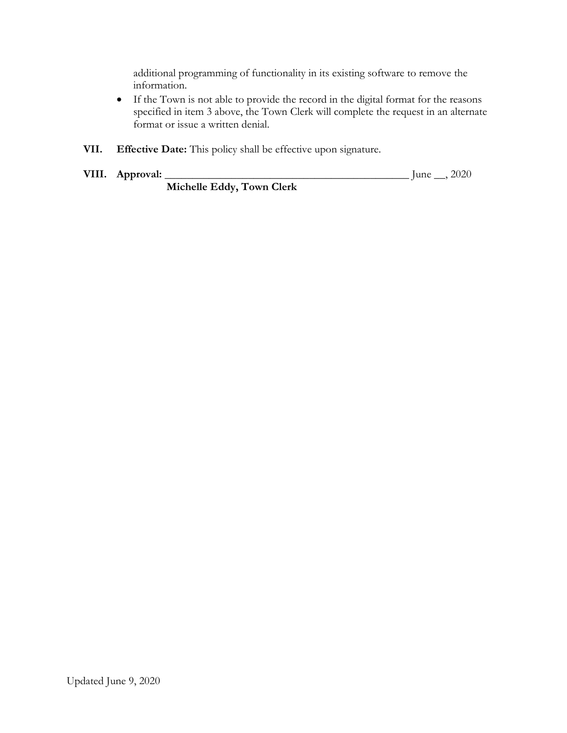additional programming of functionality in its existing software to remove the information.

- If the Town is not able to provide the record in the digital format for the reasons specified in item 3 above, the Town Clerk will complete the request in an alternate format or issue a written denial.

**VII. Effective Date:** This policy shall be effective upon signature.

**VIII. Approval:** _____________________________________________ June __, 2020
**Michelle Eddy, Town Clerk**

Updated June 9, 2020